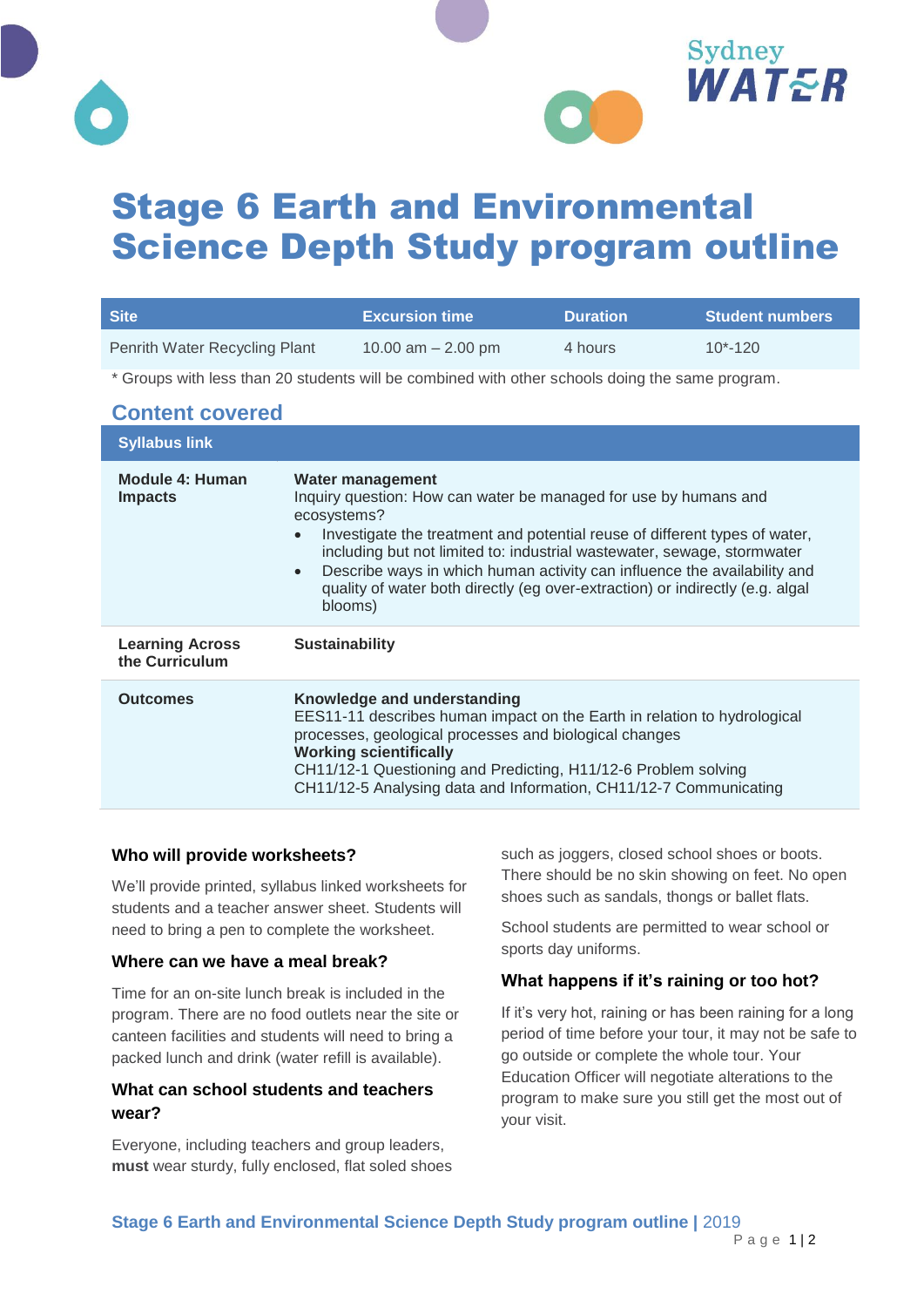# Stage 6 Earth and Environmental Science Depth Study program outline

| Site | Excursion time | Duration | Student numbers |
|---|---|---|---|
| Penrith Water Recycling Plant | 10.00 am – 2.00 pm | 4 hours | 10*-120 |

* Groups with less than 20 students will be combined with other schools doing the same program.

## Content covered

| Syllabus link | |
|---|---|
| **Module 4: Human Impacts** | **Water management**<br>Inquiry question: How can water be managed for use by humans and ecosystems?<br>• Investigate the treatment and potential reuse of different types of water, including but not limited to: industrial wastewater, sewage, stormwater<br>• Describe ways in which human activity can influence the availability and quality of water both directly (eg over-extraction) or indirectly (e.g. algal blooms) |
| **Learning Across the Curriculum** | **Sustainability** |
| **Outcomes** | **Knowledge and understanding**<br>EES11-11 describes human impact on the Earth in relation to hydrological processes, geological processes and biological changes<br>**Working scientifically**<br>CH11/12-1 Questioning and Predicting, H11/12-6 Problem solving<br>CH11/12-5 Analysing data and Information, CH11/12-7 Communicating |

### Who will provide worksheets?

We'll provide printed, syllabus linked worksheets for students and a teacher answer sheet. Students will need to bring a pen to complete the worksheet.

### Where can we have a meal break?

Time for an on-site lunch break is included in the program. There are no food outlets near the site or canteen facilities and students will need to bring a packed lunch and drink (water refill is available).

### What can school students and teachers wear?

Everyone, including teachers and group leaders, **must** wear sturdy, fully enclosed, flat soled shoes such as joggers, closed school shoes or boots. There should be no skin showing on feet. No open shoes such as sandals, thongs or ballet flats.

School students are permitted to wear school or sports day uniforms.

### What happens if it's raining or too hot?

If it's very hot, raining or has been raining for a long period of time before your tour, it may not be safe to go outside or complete the whole tour. Your Education Officer will negotiate alterations to the program to make sure you still get the most out of your visit.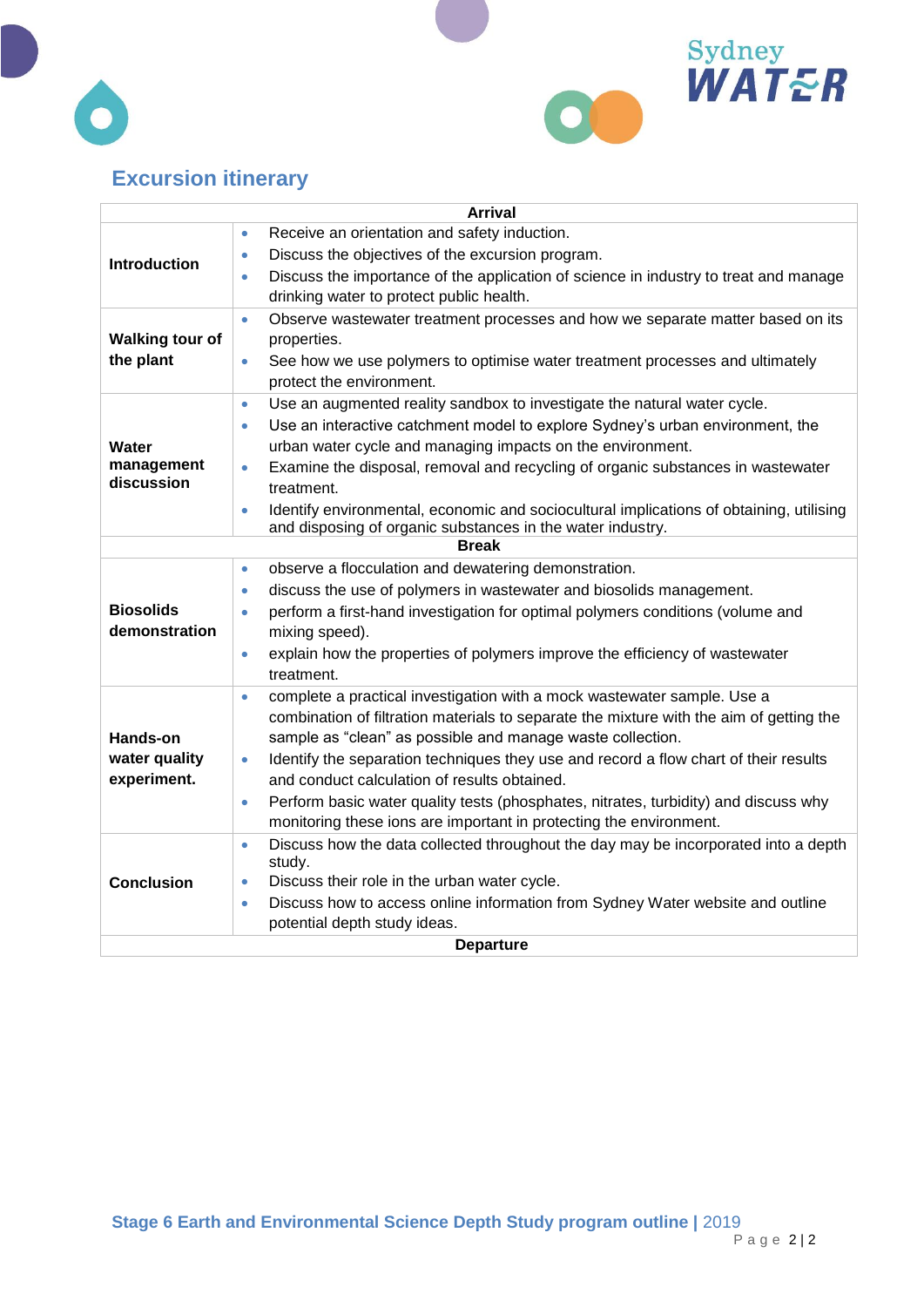## Excursion itinerary

| | |
|---|---|
| **Arrival** | |
| **Introduction** | • Receive an orientation and safety induction.<br>• Discuss the objectives of the excursion program.<br>• Discuss the importance of the application of science in industry to treat and manage drinking water to protect public health. |
| **Walking tour of the plant** | • Observe wastewater treatment processes and how we separate matter based on its properties.<br>• See how we use polymers to optimise water treatment processes and ultimately protect the environment. |
| **Water management discussion** | • Use an augmented reality sandbox to investigate the natural water cycle.<br>• Use an interactive catchment model to explore Sydney's urban environment, the urban water cycle and managing impacts on the environment.<br>• Examine the disposal, removal and recycling of organic substances in wastewater treatment.<br>• Identify environmental, economic and sociocultural implications of obtaining, utilising and disposing of organic substances in the water industry. |
| **Break** | |
| **Biosolids demonstration** | • observe a flocculation and dewatering demonstration.<br>• discuss the use of polymers in wastewater and biosolids management.<br>• perform a first-hand investigation for optimal polymers conditions (volume and mixing speed).<br>• explain how the properties of polymers improve the efficiency of wastewater treatment. |
| **Hands-on water quality experiment.** | • complete a practical investigation with a mock wastewater sample. Use a combination of filtration materials to separate the mixture with the aim of getting the sample as "clean" as possible and manage waste collection.<br>• Identify the separation techniques they use and record a flow chart of their results and conduct calculation of results obtained.<br>• Perform basic water quality tests (phosphates, nitrates, turbidity) and discuss why monitoring these ions are important in protecting the environment. |
| **Conclusion** | • Discuss how the data collected throughout the day may be incorporated into a depth study.<br>• Discuss their role in the urban water cycle.<br>• Discuss how to access online information from Sydney Water website and outline potential depth study ideas. |
| **Departure** | |